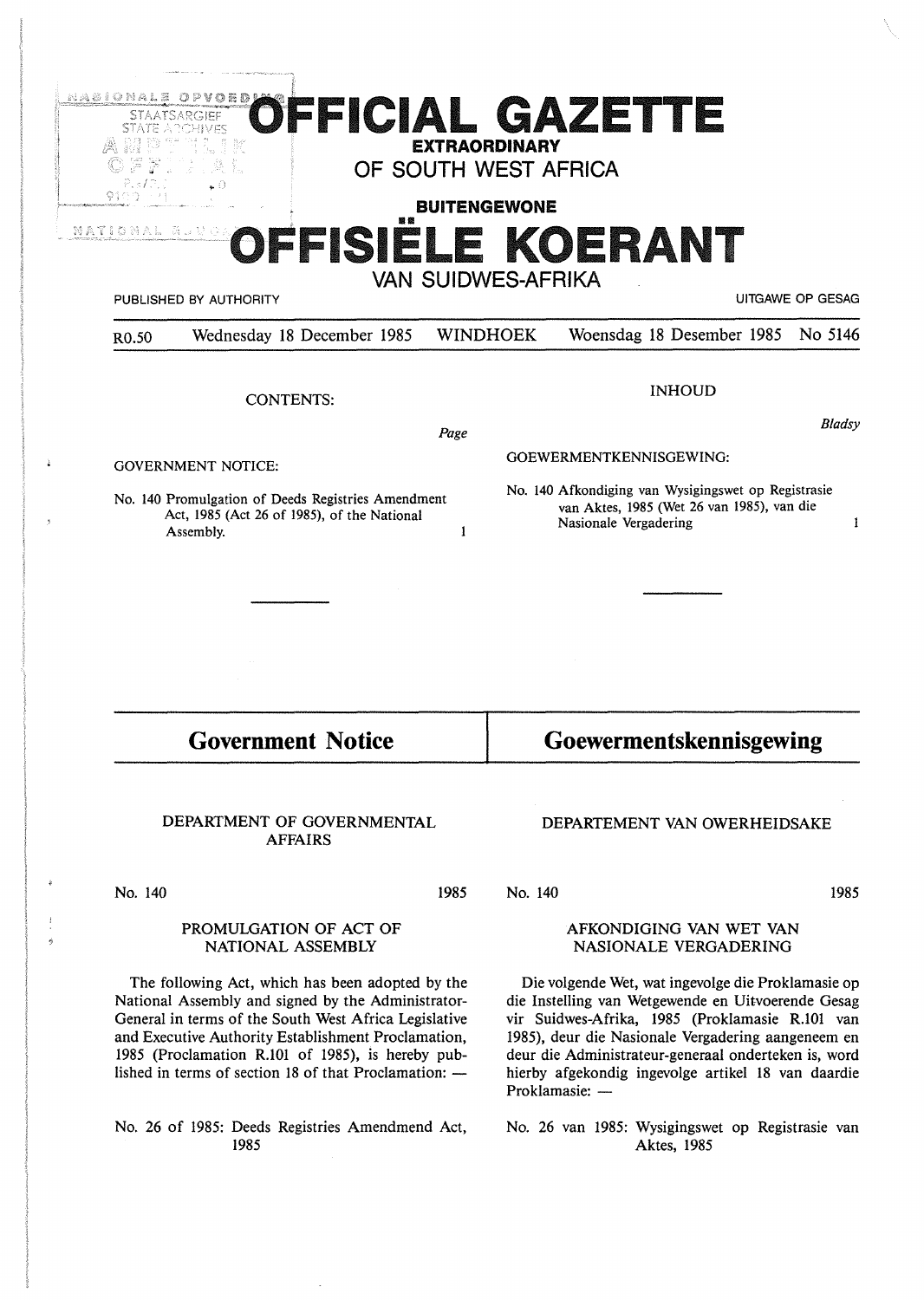# OFFICIAL GAZETTE

**EXTRAORDINARY**

## OF SOUTH WEST AFRICA

**BUITENGEWONE**

# OFFISIËLE KOERANT

## VAN SUIDWES-AFRIKA

PUBLISHED BY AUTHORITY — UITGAWE OP GESAG

R0.50 — Wednesday 18 December 1985 — WINDHOEK — Woensdag 18 Desember 1985 — No 5146

CONTENTS:

| | Page |
|---|---|
| GOVERNMENT NOTICE: | |
| No. 140 Promulgation of Deeds Registries Amendment Act, 1985 (Act 26 of 1985), of the National Assembly. | 1 |

INHOUD

| | Bladsy |
|---|---|
| GOEWERMENTKENNISGEWING: | |
| No. 140 Afkondiging van Wysigingswet op Registrasie van Aktes, 1985 (Wet 26 van 1985), van die Nasionale Vergadering | 1 |

## Government Notice

DEPARTMENT OF GOVERNMENTAL AFFAIRS

No. 140 — 1985

PROMULGATION OF ACT OF NATIONAL ASSEMBLY

The following Act, which has been adopted by the National Assembly and signed by the Administrator-General in terms of the South West Africa Legislative and Executive Authority Establishment Proclamation, 1985 (Proclamation R.101 of 1985), is hereby published in terms of section 18 of that Proclamation: —

No. 26 of 1985: Deeds Registries Amendmend Act, 1985

## Goewermentskennisgewing

DEPARTEMENT VAN OWERHEIDSAKE

No. 140 — 1985

AFKONDIGING VAN WET VAN NASIONALE VERGADERING

Die volgende Wet, wat ingevolge die Proklamasie op die Instelling van Wetgewende en Uitvoerende Gesag vir Suidwes-Afrika, 1985 (Proklamasie R.101 van 1985), deur die Nasionale Vergadering aangeneem en deur die Administrateur-generaal onderteken is, word hierby afgekondig ingevolge artikel 18 van daardie Proklamasie: —

No. 26 van 1985: Wysigingswet op Registrasie van Aktes, 1985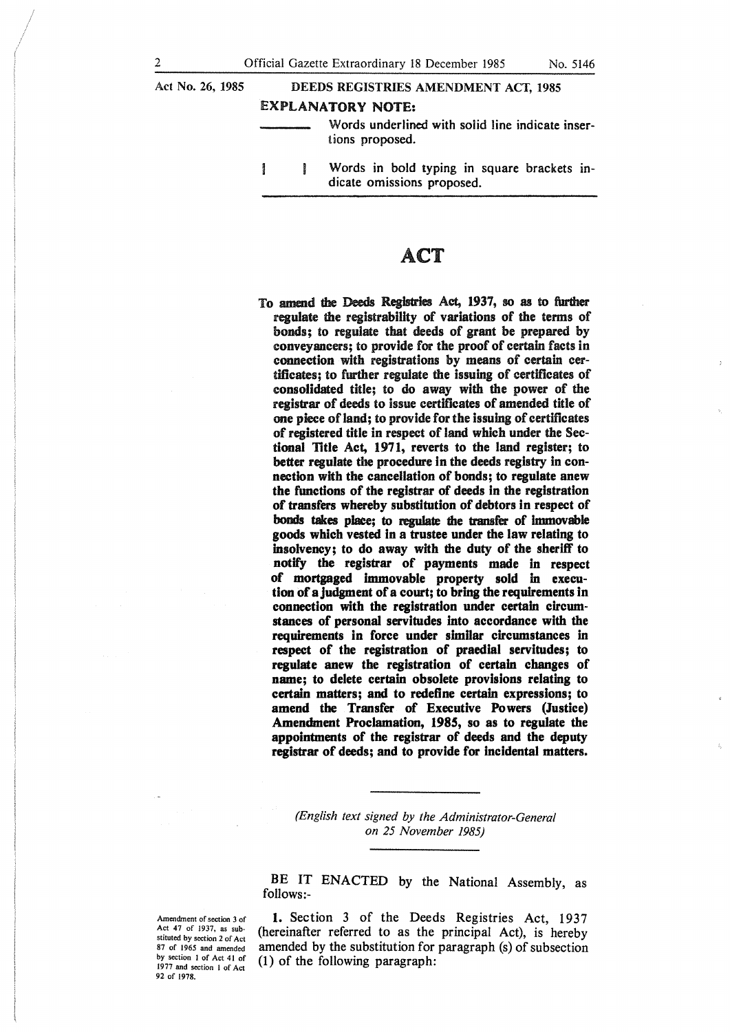Act No. 26, 1985

DEEDS REGISTRIES AMENDMENT ACT, 1985

**EXPLANATORY NOTE:**

\_\_\_\_\_\_\_\_ Words underlined with solid line indicate insertions proposed.

[ ] Words in bold typing in square brackets indicate omissions proposed.

# ACT

**To amend the Deeds Registries Act, 1937, so as to further regulate the registrability of variations of the terms of bonds; to regulate that deeds of grant be prepared by conveyancers; to provide for the proof of certain facts in connection with registrations by means of certain certificates; to further regulate the issuing of certificates of consolidated title; to do away with the power of the registrar of deeds to issue certificates of amended title of one piece of land; to provide for the issuing of certificates of registered title in respect of land which under the Sectional Title Act, 1971, reverts to the land register; to better regulate the procedure in the deeds registry in connection with the cancellation of bonds; to regulate anew the functions of the registrar of deeds in the registration of transfers whereby substitution of debtors in respect of bonds takes place; to regulate the transfer of immovable goods which vested in a trustee under the law relating to insolvency; to do away with the duty of the sheriff to notify the registrar of payments made in respect of mortgaged immovable property sold in execution of a judgment of a court; to bring the requirements in connection with the registration under certain circumstances of personal servitudes into accordance with the requirements in force under similar circumstances in respect of the registration of praedial servitudes; to regulate anew the registration of certain changes of name; to delete certain obsolete provisions relating to certain matters; and to redefine certain expressions; to amend the Transfer of Executive Powers (Justice) Amendment Proclamation, 1985, so as to regulate the appointments of the registrar of deeds and the deputy registrar of deeds; and to provide for incidental matters.**

*(English text signed by the Administrator-General on 25 November 1985)*

BE IT ENACTED by the National Assembly, as follows:-

Amendment of section 3 of Act 47 of 1937, as substituted by section 2 of Act 87 of 1965 and amended by section 1 of Act 41 of 1977 and section 1 of Act 92 of 1978.

**1.** Section 3 of the Deeds Registries Act, 1937 (hereinafter referred to as the principal Act), is hereby amended by the substitution for paragraph (s) of subsection (1) of the following paragraph: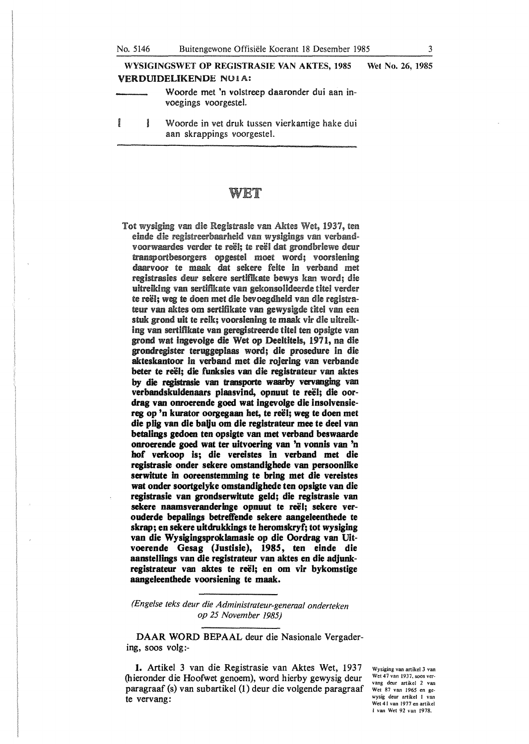WYSIGINGSWET OP REGISTRASIE VAN AKTES, 1985 Wet No. 26, 1985

**VERDUIDELIKENDE NOTA:**

\_\_\_\_\_\_\_\_ Woorde met 'n volstreep daaronder dui aan invoegings voorgestel.

[ ] Woorde in vet druk tussen vierkantige hake dui aan skrappings voorgestel.

# WET

**Tot wysiging van die Registrasie van Aktes Wet, 1937, ten einde die registreerbaarheid van wysigings van verbandvoorwaardes verder te reël; te reël dat grondbriewe deur transportbesorgers opgestel moet word; voorsiening daarvoor te maak dat sekere feite in verband met registrasies deur sekere sertifikate bewys kan word; die uitreiking van sertifikate van gekonsolideerde titel verder te reël; weg te doen met die bevoegdheid van die registrateur van aktes om sertifikate van gewysigde titel van een stuk grond uit te reik; voorsiening te maak vir die uitreiking van sertifikate van geregistreerde titel ten opsigte van grond wat ingevolge die Wet op Deeltitels, 1971, na die grondregister teruggeplaas word; die prosedure in die akteskantoor in verband met die rojering van verbande beter te reël; die funksies van die registrateur van aktes by die registrasie van transporte waarby vervanging van verbandskuldenaars plaasvind, opnuut te reël; die oordrag van onroerende goed wat ingevolge die insolvensiereg op 'n kurator oorgegaan het, te reël; weg te doen met die plig van die balju om die registrateur mee te deel van betalings gedoen ten opsigte van met verband beswaarde onroerende goed wat ter uitvoering van 'n vonnis van 'n hof verkoop is; die vereistes in verband met die registrasie onder sekere omstandighede van persoonlike serwitute in ooreenstemming te bring met die vereistes wat onder soortgelyke omstandighede ten opsigte van die registrasie van grondserwitute geld; die registrasie van sekere naamsveranderinge opnuut te reël; sekere verouderde bepalings betreffende sekere aangeleenthede te skrap; en sekere uitdrukkings te heromskryf; tot wysiging van die Wysigingsproklamasie op die Oordrag van Uitvoerende Gesag (Justisie), 1985, ten einde die aanstellings van die registrateur van aktes en die adjunkregistrateur van aktes te reël; en om vir bykomstige aangeleenthede voorsiening te maak.**

*(Engelse teks deur die Administrateur-generaal onderteken op 25 November 1985)*

DAAR WORD BEPAAL deur die Nasionale Vergadering, soos volg:-

**1.** Artikel 3 van die Registrasie van Aktes Wet, 1937 (hieronder die Hoofwet genoem), word hierby gewysig deur paragraaf (s) van subartikel (1) deur die volgende paragraaf te vervang:

Wysiging van artikel 3 van Wet 47 van 1937, soos vervang deur artikel 2 van Wet 87 van 1965 en gewysig deur artikel 1 van Wet 41 van 1977 en artikel 1 van Wet 92 van 1978.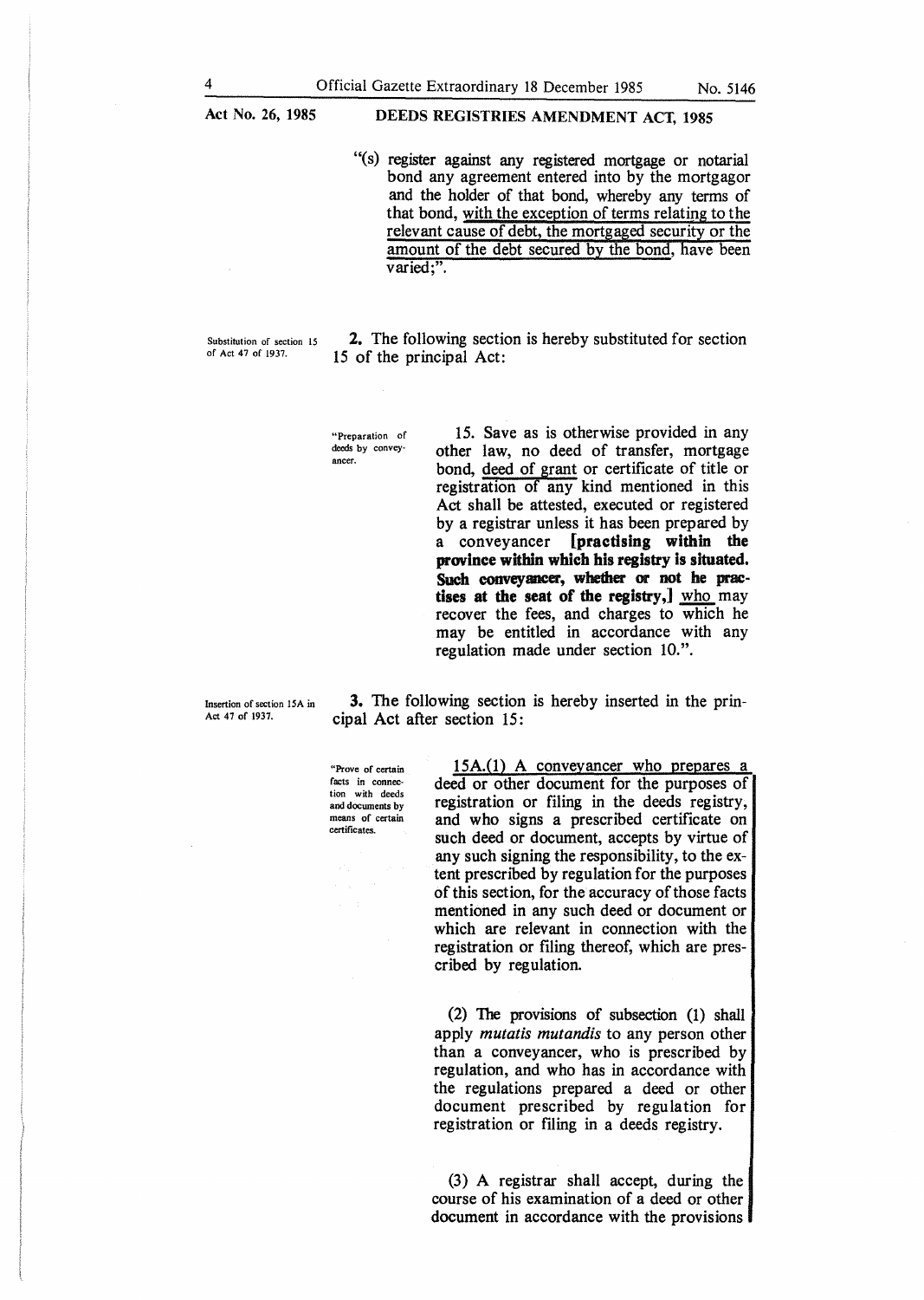"(s) register against any registered mortgage or notarial bond any agreement entered into by the mortgagor and the holder of that bond, whereby any terms of that bond, with the exception of terms relating to the relevant cause of debt, the mortgaged security or the amount of the debt secured by the bond, have been varied;".

Substitution of section 15 of Act 47 of 1937.

**2.** The following section is hereby substituted for section 15 of the principal Act:

"Preparation of deeds by conveyancer.

15. Save as is otherwise provided in any other law, no deed of transfer, mortgage bond, deed of grant or certificate of title or registration of any kind mentioned in this Act shall be attested, executed or registered by a registrar unless it has been prepared by a conveyancer **[practising within the province within which his registry is situated. Such conveyancer, whether or not he practises at the seat of the registry,]** who may recover the fees, and charges to which he may be entitled in accordance with any regulation made under section 10.".

Insertion of section 15A in Act 47 of 1937.

**3.** The following section is hereby inserted in the principal Act after section 15:

"Prove of certain facts in connection with deeds and documents by means of certain certificates.

15A.(1) A conveyancer who prepares a deed or other document for the purposes of registration or filing in the deeds registry, and who signs a prescribed certificate on such deed or document, accepts by virtue of any such signing the responsibility, to the extent prescribed by regulation for the purposes of this section, for the accuracy of those facts mentioned in any such deed or document or which are relevant in connection with the registration or filing thereof, which are prescribed by regulation.

(2) The provisions of subsection (1) shall apply *mutatis mutandis* to any person other than a conveyancer, who is prescribed by regulation, and who has in accordance with the regulations prepared a deed or other document prescribed by regulation for registration or filing in a deeds registry.

(3) A registrar shall accept, during the course of his examination of a deed or other document in accordance with the provisions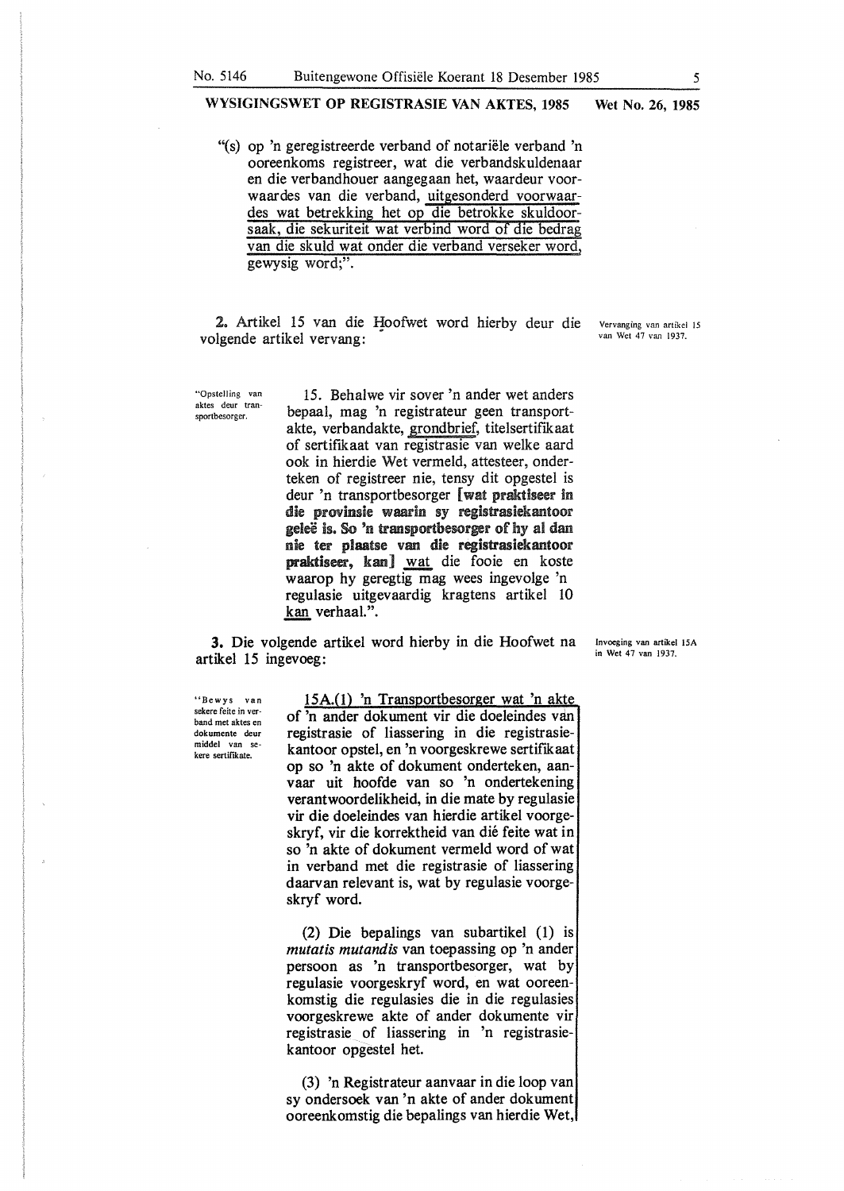"(s) op 'n geregistreerde verband of notariële verband 'n ooreenkoms registreer, wat die verbandskuldenaar en die verbandhouer aangegaan het, waardeur voorwaardes van die verband, uitgesonderd voorwaardes wat betrekking het op die betrokke skuldoorsaak, die sekuriteit wat verbind word of die bedrag van die skuld wat onder die verband verseker word, gewysig word;".

Vervanging van artikel 15 van Wet 47 van 1937.

**2.** Artikel 15 van die Hoofwet word hierby deur die volgende artikel vervang:

"Opstelling van aktes deur transportbesorger.

15. Behalwe vir sover 'n ander wet anders bepaal, mag 'n registrateur geen transportakte, verbandakte, grondbrief, titelsertifikaat of sertifikaat van registrasie van welke aard ook in hierdie Wet vermeld, attesteer, onderteken of registreer nie, tensy dit opgestel is deur 'n transportbesorger **[wat praktiseer in die provinsie waarin sy registrasiekantoor geleë is. So 'n transportbesorger of hy al dan nie ter plaatse van die registrasiekantoor praktiseer, kan]** wat die fooie en koste waarop hy geregtig mag wees ingevolge 'n regulasie uitgevaardig kragtens artikel 10 kan verhaal.".

Invoeging van artikel 15A in Wet 47 van 1937.

**3.** Die volgende artikel word hierby in die Hoofwet na artikel 15 ingevoeg:

"Bewys van sekere feite in verband met aktes en dokumente deur middel van sekere sertifikate.

15A.(1) 'n Transportbesorger wat 'n akte of 'n ander dokument vir die doeleindes van registrasie of liassering in die registrasiekantoor opstel, en 'n voorgeskrewe sertifikaat op so 'n akte of dokument onderteken, aanvaar uit hoofde van so 'n ondertekening verantwoordelikheid, in die mate by regulasie vir die doeleindes van hierdie artikel voorgeskryf, vir die korrektheid van dié feite wat in so 'n akte of dokument vermeld word of wat in verband met die registrasie of liassering daarvan relevant is, wat by regulasie voorgeskryf word.

(2) Die bepalings van subartikel (1) is *mutatis mutandis* van toepassing op 'n ander persoon as 'n transportbesorger, wat by regulasie voorgeskryf word, en wat ooreenkomstig die regulasies die in die regulasies voorgeskrewe akte of ander dokumente vir registrasie of liassering in 'n registrasiekantoor opgestel het.

(3) 'n Registrateur aanvaar in die loop van sy ondersoek van 'n akte of ander dokument ooreenkomstig die bepalings van hierdie Wet,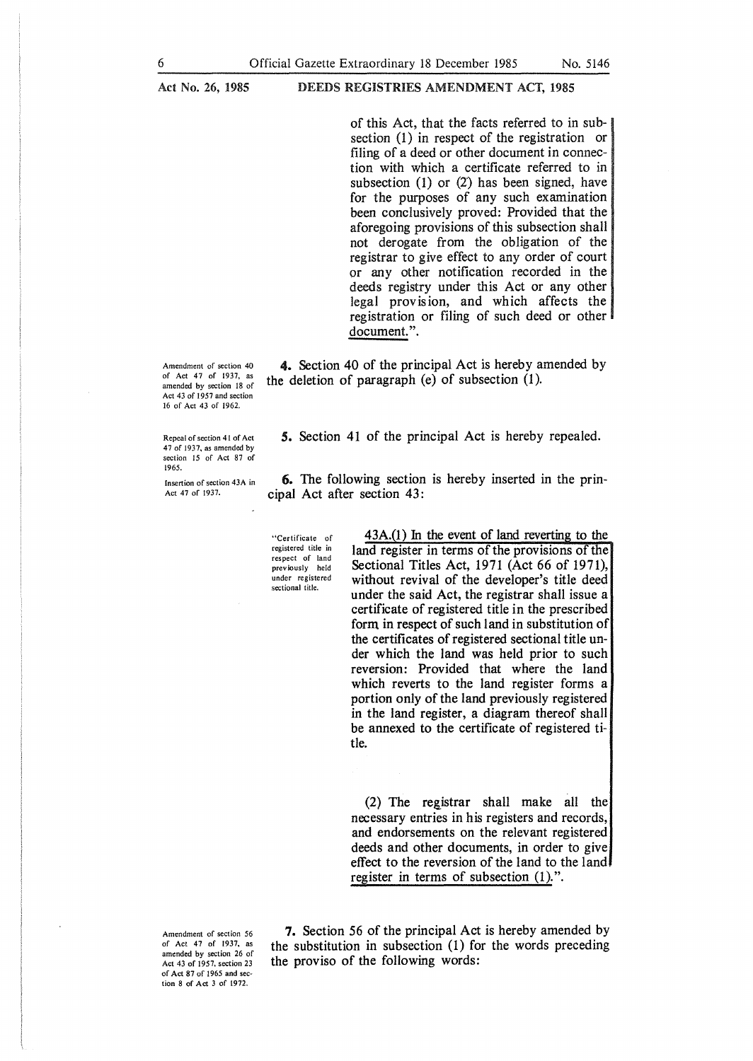of this Act, that the facts referred to in subsection (1) in respect of the registration or filing of a deed or other document in connection with which a certificate referred to in subsection (1) or (2) has been signed, have for the purposes of any such examination been conclusively proved: Provided that the aforegoing provisions of this subsection shall not derogate from the obligation of the registrar to give effect to any order of court or any other notification recorded in the deeds registry under this Act or any other legal provision, and which affects the registration or filing of such deed or other document.".

Amendment of section 40 of Act 47 of 1937, as amended by section 18 of Act 43 of 1957 and section 16 of Act 43 of 1962.

**4.** Section 40 of the principal Act is hereby amended by the deletion of paragraph (e) of subsection (1).

Repeal of section 41 of Act 47 of 1937, as amended by section 15 of Act 87 of 1965.

**5.** Section 41 of the principal Act is hereby repealed.

Insertion of section 43A in Act 47 of 1937.

**6.** The following section is hereby inserted in the principal Act after section 43:

"Certificate of registered title in respect of land previously held under registered sectional title.

43A.(1) In the event of land reverting to the land register in terms of the provisions of the Sectional Titles Act, 1971 (Act 66 of 1971), without revival of the developer's title deed under the said Act, the registrar shall issue a certificate of registered title in the prescribed form in respect of such land in substitution of the certificates of registered sectional title under which the land was held prior to such reversion: Provided that where the land which reverts to the land register forms a portion only of the land previously registered in the land register, a diagram thereof shall be annexed to the certificate of registered title.

(2) The registrar shall make all the necessary entries in his registers and records, and endorsements on the relevant registered deeds and other documents, in order to give effect to the reversion of the land to the land register in terms of subsection (1).".

Amendment of section 56 of Act 47 of 1937, as amended by section 26 of Act 43 of 1957, section 23 of Act 87 of 1965 and section 8 of Act 3 of 1972.

**7.** Section 56 of the principal Act is hereby amended by the substitution in subsection (1) for the words preceding the proviso of the following words: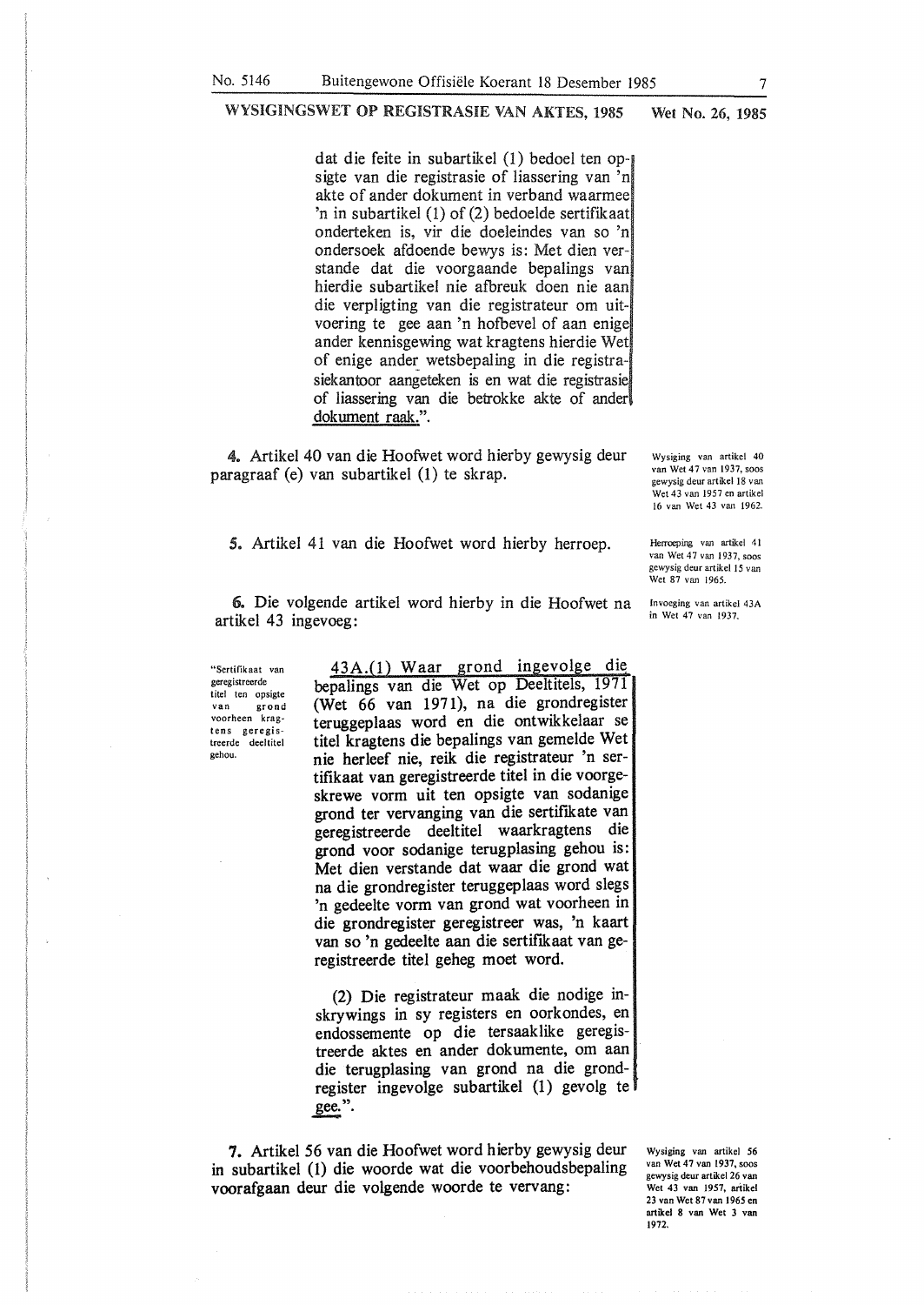dat die feite in subartikel (1) bedoel ten opsigte van die registrasie of liassering van 'n akte of ander dokument in verband waarmee 'n in subartikel (1) of (2) bedoelde sertifikaat onderteken is, vir die doeleindes van so 'n ondersoek afdoende bewys is: Met dien verstande dat die voorgaande bepalings van hierdie subartikel nie afbreuk doen nie aan die verpligting van die registrateur om uitvoering te gee aan 'n hofbevel of aan enige ander kennisgewing wat kragtens hierdie Wet of enige ander wetsbepaling in die registrasiekantoor aangeteken is en wat die registrasie of liassering van die betrokke akte of ander dokument raak.".

Wysiging van artikel 40 van Wet 47 van 1937, soos gewysig deur artikel 18 van Wet 43 van 1957 en artikel 16 van Wet 43 van 1962.

**4.** Artikel 40 van die Hoofwet word hierby gewysig deur paragraaf (e) van subartikel (1) te skrap.

Herroeping van artikel 41 van Wet 47 van 1937, soos gewysig deur artikel 15 van Wet 87 van 1965.

**5.** Artikel 41 van die Hoofwet word hierby herroep.

Invoeging van artikel 43A in Wet 47 van 1937.

**6.** Die volgende artikel word hierby in die Hoofwet na artikel 43 ingevoeg:

"Sertifikaat van geregistreerde titel ten opsigte van grond voorheen kragtens geregistreerde deeltitel gehou.

43A.(1) Waar grond ingevolge die bepalings van die Wet op Deeltitels, 1971 (Wet 66 van 1971), na die grondregister teruggeplaas word en die ontwikkelaar se titel kragtens die bepalings van gemelde Wet nie herleef nie, reik die registrateur 'n sertifikaat van geregistreerde titel in die voorgeskrewe vorm uit ten opsigte van sodanige grond ter vervanging van die sertifikate van geregistreerde deeltitel waarkragtens die grond voor sodanige terugplasing gehou is: Met dien verstande dat waar die grond wat na die grondregister teruggeplaas word slegs 'n gedeelte vorm van grond wat voorheen in die grondregister geregistreer was, 'n kaart van so 'n gedeelte aan die sertifikaat van geregistreerde titel geheg moet word.

(2) Die registrateur maak die nodige inskrywings in sy registers en oorkondes, en endossemente op die tersaaklike geregistreerde aktes en ander dokumente, om aan die terugplasing van grond na die grondregister ingevolge subartikel (1) gevolg te gee.".

Wysiging van artikel 56 van Wet 47 van 1937, soos gewysig deur artikel 26 van Wet 43 van 1957, artikel 23 van Wet 87 van 1965 en artikel 8 van Wet 3 van 1972.

**7.** Artikel 56 van die Hoofwet word hierby gewysig deur in subartikel (1) die woorde wat die voorbehoudsbepaling voorafgaan deur die volgende woorde te vervang: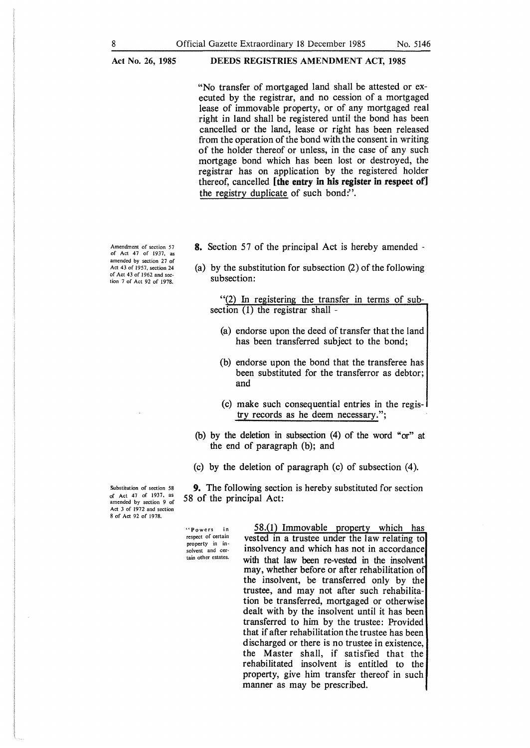"No transfer of mortgaged land shall be attested or executed by the registrar, and no cession of a mortgaged lease of immovable property, or of any mortgaged real right in land shall be registered until the bond has been cancelled or the land, lease or right has been released from the operation of the bond with the consent in writing of the holder thereof or unless, in the case of any such mortgage bond which has been lost or destroyed, the registrar has on application by the registered holder thereof, cancelled **[the entry in his register in respect of]** the registry duplicate of such bond:".

*Amendment of section 57 of Act 47 of 1937, as amended by section 27 of Act 43 of 1957, section 24 of Act 43 of 1962 and section 7 of Act 92 of 1978.*

**8.** Section 57 of the principal Act is hereby amended -

(a) by the substitution for subsection (2) of the following subsection:

> "(2) In registering the transfer in terms of subsection (1) the registrar shall -
>
> (a) endorse upon the deed of transfer that the land has been transferred subject to the bond;
>
> (b) endorse upon the bond that the transferee has been substituted for the transferror as debtor; and
>
> (c) make such consequential entries in the registry records as he deem necessary.";

(b) by the deletion in subsection (4) of the word "or" at the end of paragraph (b); and

(c) by the deletion of paragraph (c) of subsection (4).

*Substitution of section 58 of Act 47 of 1937, as amended by section 9 of Act 3 of 1972 and section 8 of Act 92 of 1978.*

**9.** The following section is hereby substituted for section 58 of the principal Act:

*"Powers in respect of certain property in insolvent and certain other estates.*

> 58.(1) Immovable property which has vested in a trustee under the law relating to insolvency and which has not in accordance with that law been re-vested in the insolvent may, whether before or after rehabilitation of the insolvent, be transferred only by the trustee, and may not after such rehabilitation be transferred, mortgaged or otherwise dealt with by the insolvent until it has been transferred to him by the trustee: Provided that if after rehabilitation the trustee has been discharged or there is no trustee in existence, the Master shall, if satisfied that the rehabilitated insolvent is entitled to the property, give him transfer thereof in such manner as may be prescribed.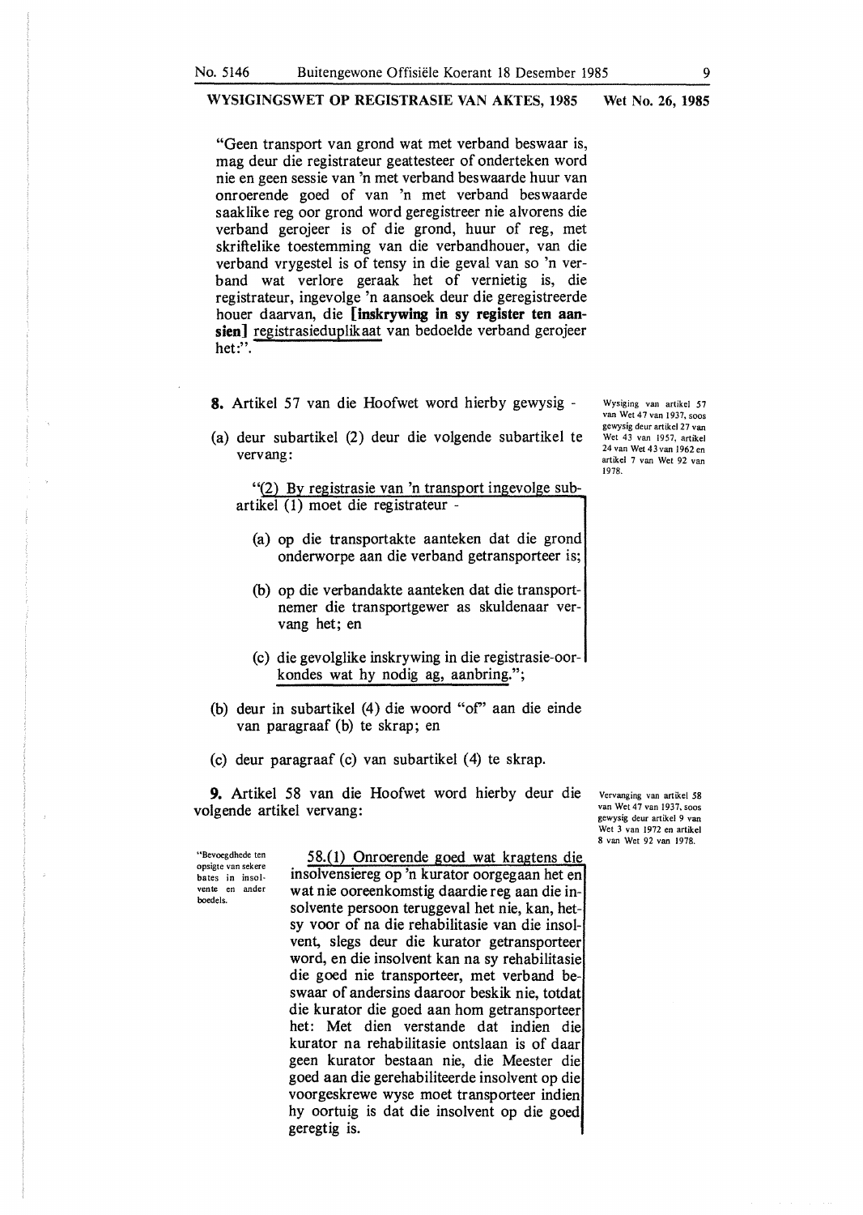"Geen transport van grond wat met verband beswaar is, mag deur die registrateur geattesteer of onderteken word nie en geen sessie van 'n met verband beswaarde huur van onroerende goed of van 'n met verband beswaarde saaklike reg oor grond word geregistreer nie alvorens die verband gerojeer is of die grond, huur of reg, met skriftelike toestemming van die verbandhouer, van die verband vrygestel is of tensy in die geval van so 'n verband wat verlore geraak het of vernietig is, die registrateur, ingevolge 'n aansoek deur die geregistreerde houer daarvan, die **[inskrywing in sy register ten aansien]** registrasieduplikaat van bedoelde verband gerojeer het:".

Wysiging van artikel 57 van Wet 47 van 1937, soos gewysig deur artikel 27 van Wet 43 van 1957, artikel 24 van Wet 43 van 1962 en artikel 7 van Wet 92 van 1978.

**8.** Artikel 57 van die Hoofwet word hierby gewysig -

(a) deur subartikel (2) deur die volgende subartikel te vervang:

"(2) By registrasie van 'n transport ingevolge subartikel (1) moet die registrateur -

(a) op die transportakte aanteken dat die grond onderworpe aan die verband getransporteer is;

(b) op die verbandakte aanteken dat die transportnemer die transportgewer as skuldenaar vervang het; en

(c) die gevolglike inskrywing in die registrasie-oorkondes wat hy nodig ag, aanbring.";

(b) deur in subartikel (4) die woord "of" aan die einde van paragraaf (b) te skrap; en

(c) deur paragraaf (c) van subartikel (4) te skrap.

Vervanging van artikel 58 van Wet 47 van 1937, soos gewysig deur artikel 9 van Wet 3 van 1972 en artikel 8 van Wet 92 van 1978.

**9.** Artikel 58 van die Hoofwet word hierby deur die volgende artikel vervang:

"Bevoegdhede ten opsigte van sekere bates in insolvente en ander boedels.

58.(1) Onroerende goed wat kragtens die insolvensiereg op 'n kurator oorgegaan het en wat nie ooreenkomstig daardie reg aan die insolvente persoon teruggeval het nie, kan, hetsy voor of na die rehabilitasie van die insolvent, slegs deur die kurator getransporteer word, en die insolvent kan na sy rehabilitasie die goed nie transporteer, met verband beswaar of andersins daaroor beskik nie, totdat die kurator die goed aan hom getransporteer het: Met dien verstande dat indien die kurator na rehabilitasie ontslaan is of daar geen kurator bestaan nie, die Meester die goed aan die gerehabiliteerde insolvent op die voorgeskrewe wyse moet transporteer indien hy oortuig is dat die insolvent op die goed geregtig is.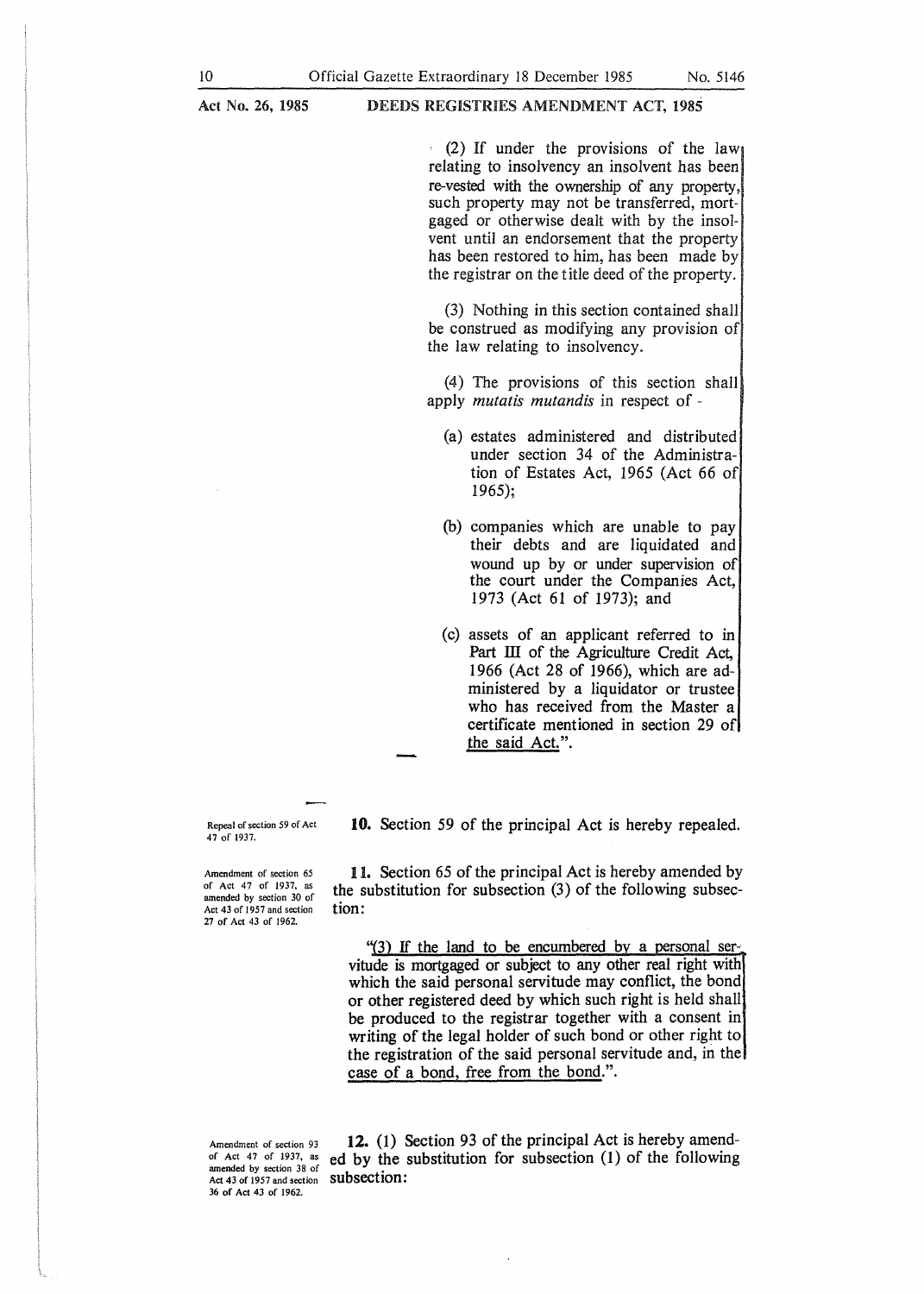(2) If under the provisions of the law relating to insolvency an insolvent has been re-vested with the ownership of any property, such property may not be transferred, mortgaged or otherwise dealt with by the insolvent until an endorsement that the property has been restored to him, has been made by the registrar on the title deed of the property.

(3) Nothing in this section contained shall be construed as modifying any provision of the law relating to insolvency.

(4) The provisions of this section shall apply *mutatis mutandis* in respect of -

(a) estates administered and distributed under section 34 of the Administration of Estates Act, 1965 (Act 66 of 1965);

(b) companies which are unable to pay their debts and are liquidated and wound up by or under supervision of the court under the Companies Act, 1973 (Act 61 of 1973); and

(c) assets of an applicant referred to in Part III of the Agriculture Credit Act, 1966 (Act 28 of 1966), which are administered by a liquidator or trustee who has received from the Master a certificate mentioned in section 29 of the said Act.".

Repeal of section 59 of Act 47 of 1937.

**10.** Section 59 of the principal Act is hereby repealed.

Amendment of section 65 of Act 47 of 1937, as amended by section 30 of Act 43 of 1957 and section 27 of Act 43 of 1962.

**11.** Section 65 of the principal Act is hereby amended by the substitution for subsection (3) of the following subsection:

"(3) If the land to be encumbered by a personal servitude is mortgaged or subject to any other real right with which the said personal servitude may conflict, the bond or other registered deed by which such right is held shall be produced to the registrar together with a consent in writing of the legal holder of such bond or other right to the registration of the said personal servitude and, in the case of a bond, free from the bond.".

Amendment of section 93 of Act 47 of 1937, as amended by section 38 of Act 43 of 1957 and section 36 of Act 43 of 1962.

**12.** (1) Section 93 of the principal Act is hereby amended by the substitution for subsection (1) of the following subsection: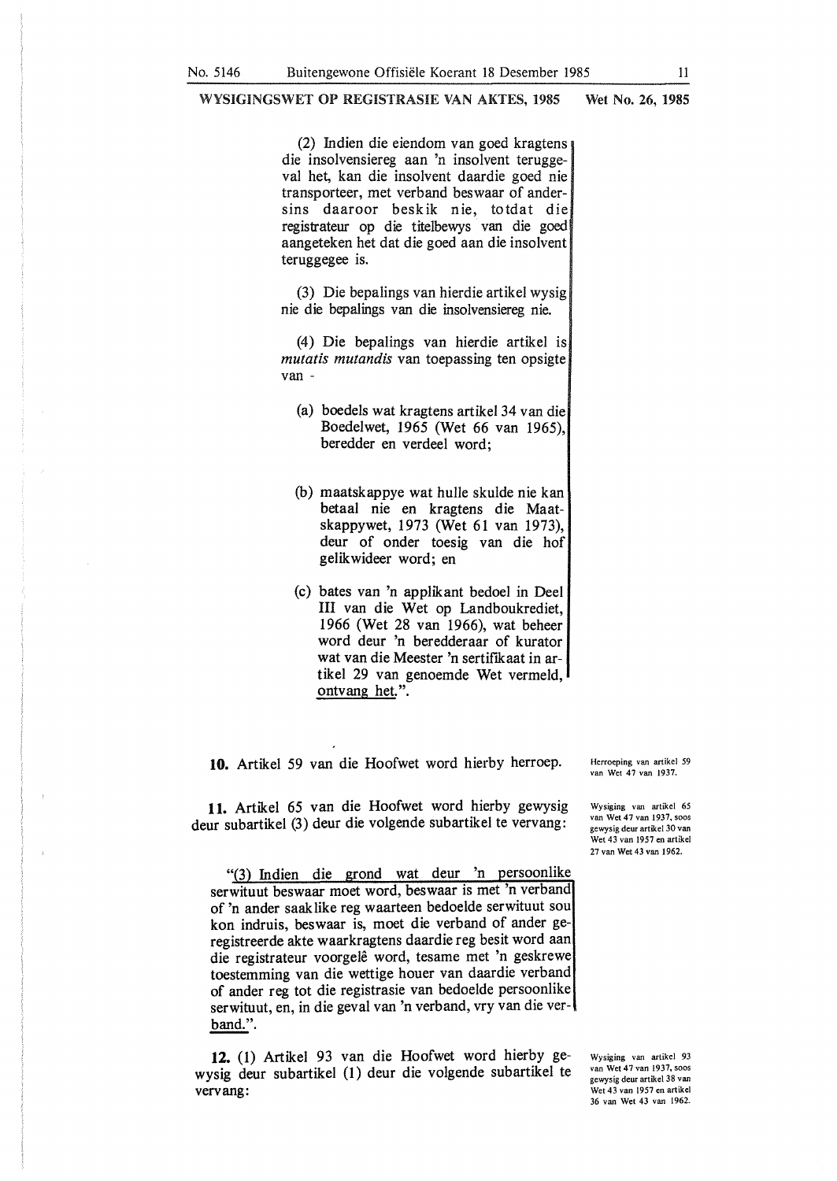(2) Indien die eiendom van goed kragtens die insolvensiereg aan 'n insolvent teruggeval het, kan die insolvent daardie goed nie transporteer, met verband beswaar of andersins daaroor beskik nie, totdat die registrateur op die titelbewys van die goed aangeteken het dat die goed aan die insolvent teruggegee is.

(3) Die bepalings van hierdie artikel wysig nie die bepalings van die insolvensiereg nie.

(4) Die bepalings van hierdie artikel is *mutatis mutandis* van toepassing ten opsigte van -

(a) boedels wat kragtens artikel 34 van die Boedelwet, 1965 (Wet 66 van 1965), beredder en verdeel word;

(b) maatskappye wat hulle skulde nie kan betaal nie en kragtens die Maatskappywet, 1973 (Wet 61 van 1973), deur of onder toesig van die hof gelikwideer word; en

(c) bates van 'n applikant bedoel in Deel III van die Wet op Landboukrediet, 1966 (Wet 28 van 1966), wat beheer word deur 'n beredderaar of kurator wat van die Meester 'n sertifikaat in artikel 29 van genoemde Wet vermeld, ontvang het.".

Herroeping van artikel 59 van Wet 47 van 1937.

**10.** Artikel 59 van die Hoofwet word hierby herroep.

Wysiging van artikel 65 van Wet 47 van 1937, soos gewysig deur artikel 30 van Wet 43 van 1957 en artikel 27 van Wet 43 van 1962.

**11.** Artikel 65 van die Hoofwet word hierby gewysig deur subartikel (3) deur die volgende subartikel te vervang:

"(3) Indien die grond wat deur 'n persoonlike serwituut beswaar moet word, beswaar is met 'n verband of 'n ander saaklike reg waarteen bedoelde serwituut sou kon indruis, beswaar is, moet die verband of ander geregistreerde akte waarkragtens daardie reg besit word aan die registrateur voorgelê word, tesame met 'n geskrewe toestemming van die wettige houer van daardie verband of ander reg tot die registrasie van bedoelde persoonlike serwituut, en, in die geval van 'n verband, vry van die verband.".

Wysiging van artikel 93 van Wet 47 van 1937, soos gewysig deur artikel 38 van Wet 43 van 1957 en artikel 36 van Wet 43 van 1962.

**12.** (1) Artikel 93 van die Hoofwet word hierby gewysig deur subartikel (1) deur die volgende subartikel te vervang: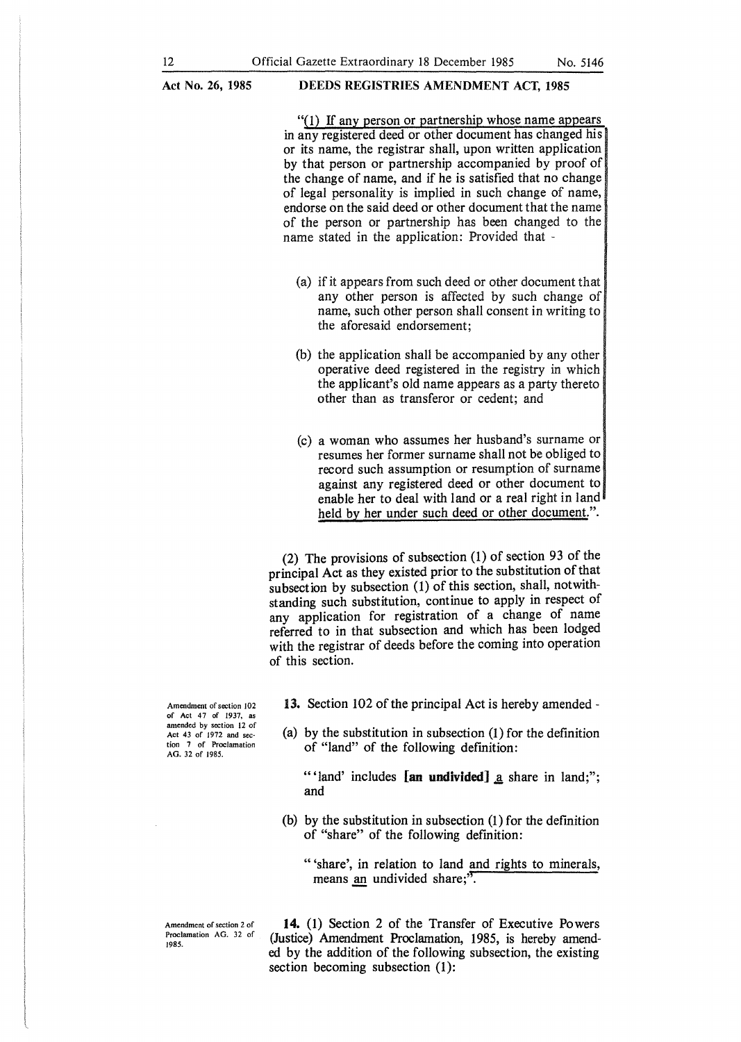"(1) If any person or partnership whose name appears in any registered deed or other document has changed his or its name, the registrar shall, upon written application by that person or partnership accompanied by proof of the change of name, and if he is satisfied that no change of legal personality is implied in such change of name, endorse on the said deed or other document that the name of the person or partnership has been changed to the name stated in the application: Provided that -

(a) if it appears from such deed or other document that any other person is affected by such change of name, such other person shall consent in writing to the aforesaid endorsement;

(b) the application shall be accompanied by any other operative deed registered in the registry in which the applicant's old name appears as a party thereto other than as transferor or cedent; and

(c) a woman who assumes her husband's surname or resumes her former surname shall not be obliged to record such assumption or resumption of surname against any registered deed or other document to enable her to deal with land or a real right in land held by her under such deed or other document.".

(2) The provisions of subsection (1) of section 93 of the principal Act as they existed prior to the substitution of that subsection by subsection (1) of this section, shall, notwithstanding such substitution, continue to apply in respect of any application for registration of a change of name referred to in that subsection and which has been lodged with the registrar of deeds before the coming into operation of this section.

*Amendment of section 102 of Act 47 of 1937, as amended by section 12 of Act 43 of 1972 and section 7 of Proclamation AG. 32 of 1985.*

**13.** Section 102 of the principal Act is hereby amended -

(a) by the substitution in subsection (1) for the definition of "land" of the following definition:

"'land' includes **[an undivided]** a share in land;"; and

(b) by the substitution in subsection (1) for the definition of "share" of the following definition:

"'share', in relation to land and rights to minerals, means an undivided share;".

*Amendment of section 2 of Proclamation AG. 32 of 1985.*

**14.** (1) Section 2 of the Transfer of Executive Powers (Justice) Amendment Proclamation, 1985, is hereby amended by the addition of the following subsection, the existing section becoming subsection (1):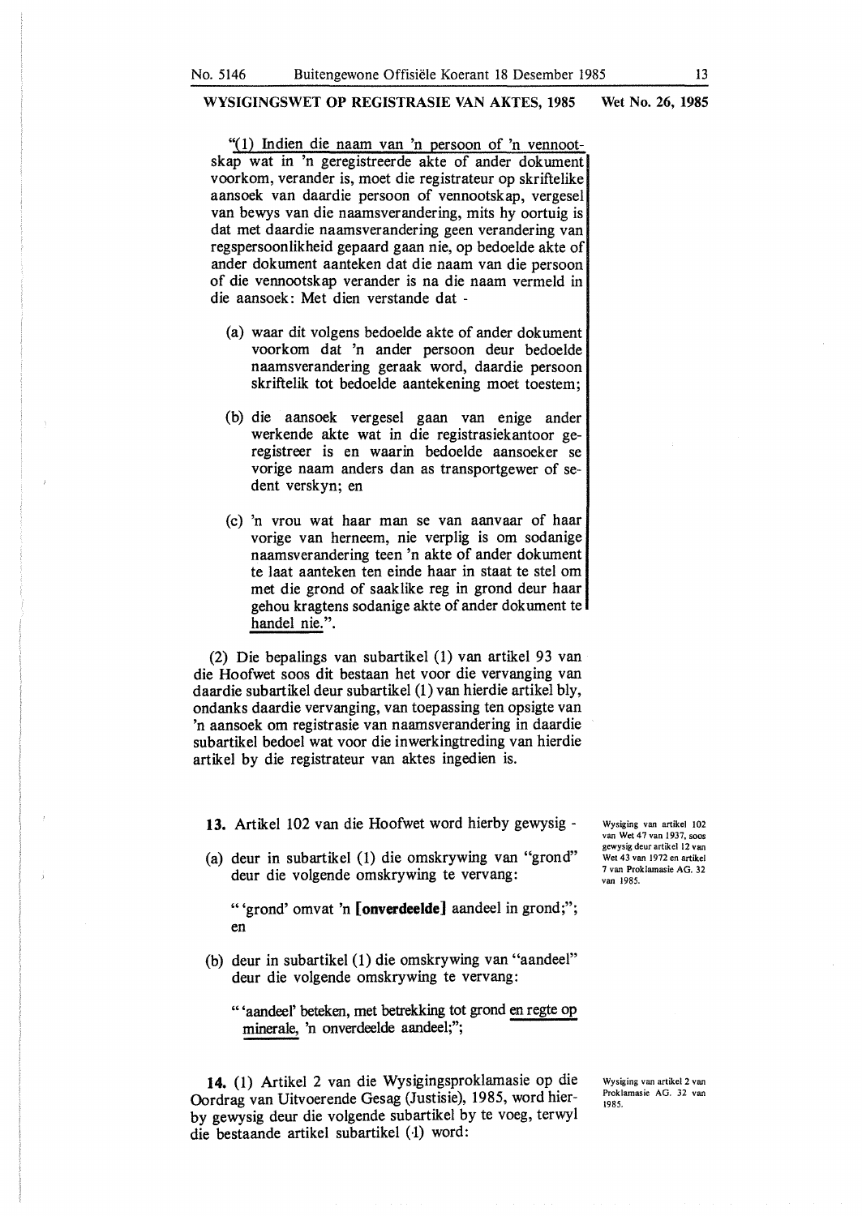**WYSIGINGSWET OP REGISTRASIE VAN AKTES, 1985** **Wet No. 26, 1985**

"(1) Indien die naam van 'n persoon of 'n vennootskap wat in 'n geregistreerde akte of ander dokument voorkom, verander is, moet die registrateur op skriftelike aansoek van daardie persoon of vennootskap, vergesel van bewys van die naamsverandering, mits hy oortuig is dat met daardie naamsverandering geen verandering van regspersoonlikheid gepaard gaan nie, op bedoelde akte of ander dokument aanteken dat die naam van die persoon of die vennootskap verander is na die naam vermeld in die aansoek: Met dien verstande dat -

(a) waar dit volgens bedoelde akte of ander dokument voorkom dat 'n ander persoon deur bedoelde naamsverandering geraak word, daardie persoon skriftelik tot bedoelde aantekening moet toestem;

(b) die aansoek vergesel gaan van enige ander werkende akte wat in die registrasiekantoor geregistreer is en waarin bedoelde aansoeker se vorige naam anders dan as transportgewer of sedent verskyn; en

(c) 'n vrou wat haar man se van aanvaar of haar vorige van herneem, nie verplig is om sodanige naamsverandering teen 'n akte of ander dokument te laat aanteken ten einde haar in staat te stel om met die grond of saaklike reg in grond deur haar gehou kragtens sodanige akte of ander dokument te handel nie.".

(2) Die bepalings van subartikel (1) van artikel 93 van die Hoofwet soos dit bestaan het voor die vervanging van daardie subartikel deur subartikel (1) van hierdie artikel bly, ondanks daardie vervanging, van toepassing ten opsigte van 'n aansoek om registrasie van naamsverandering in daardie subartikel bedoel wat voor die inwerkingtreding van hierdie artikel by die registrateur van aktes ingedien is.

Wysiging van artikel 102 van Wet 47 van 1937, soos gewysig deur artikel 12 van Wet 43 van 1972 en artikel 7 van Proklamasie AG. 32 van 1985.

**13.** Artikel 102 van die Hoofwet word hierby gewysig -

(a) deur in subartikel (1) die omskrywing van "grond" deur die volgende omskrywing te vervang:

"'grond' omvat 'n **[onverdeelde]** aandeel in grond;"; en

(b) deur in subartikel (1) die omskrywing van "aandeel" deur die volgende omskrywing te vervang:

"'aandeel' beteken, met betrekking tot grond en regte op minerale, 'n onverdeelde aandeel;";

Wysiging van artikel 2 van Proklamasie AG. 32 van 1985.

**14.** (1) Artikel 2 van die Wysigingsproklamasie op die Oordrag van Uitvoerende Gesag (Justisie), 1985, word hierby gewysig deur die volgende subartikel by te voeg, terwyl die bestaande artikel subartikel (1) word: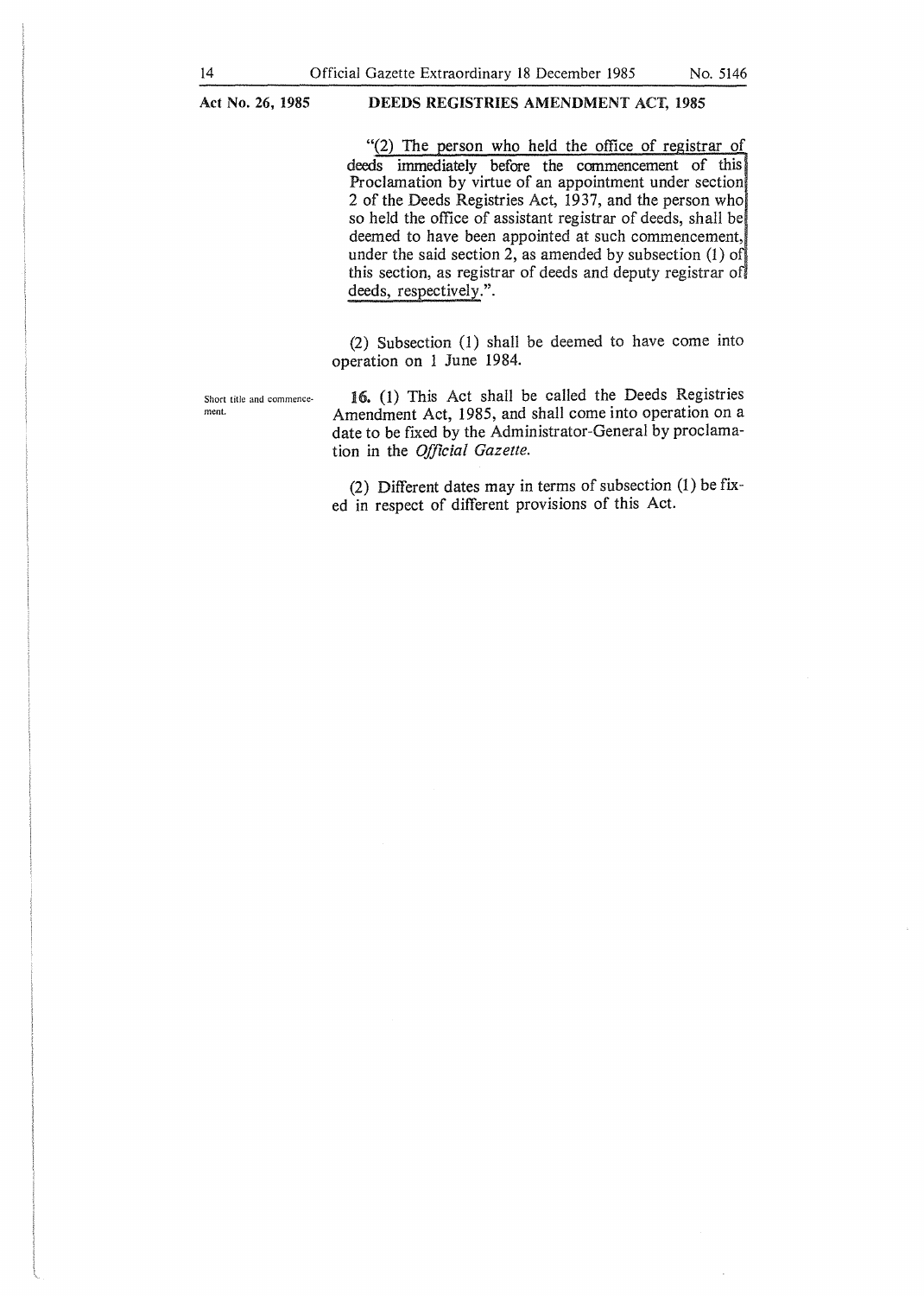"(2) The person who held the office of registrar of deeds immediately before the commencement of this Proclamation by virtue of an appointment under section 2 of the Deeds Registries Act, 1937, and the person who so held the office of assistant registrar of deeds, shall be deemed to have been appointed at such commencement, under the said section 2, as amended by subsection (1) of this section, as registrar of deeds and deputy registrar of deeds, respectively.".

(2) Subsection (1) shall be deemed to have come into operation on 1 June 1984.

Short title and commencement.

**16.** (1) This Act shall be called the Deeds Registries Amendment Act, 1985, and shall come into operation on a date to be fixed by the Administrator-General by proclamation in the *Official Gazette*.

(2) Different dates may in terms of subsection (1) be fixed in respect of different provisions of this Act.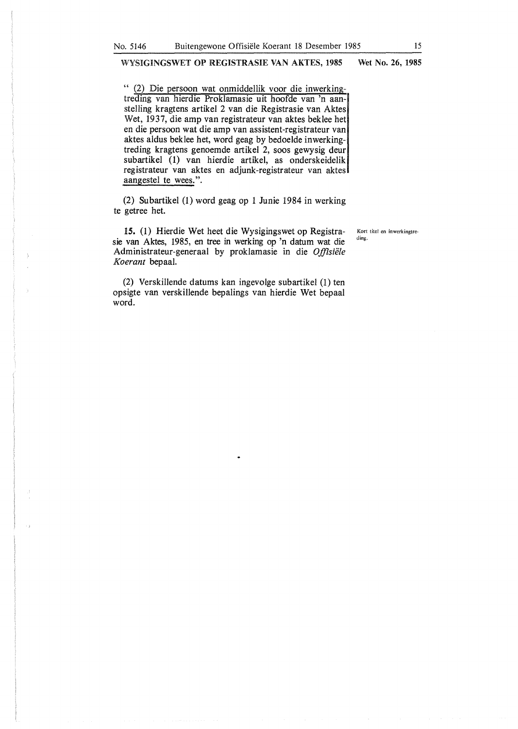" (2) Die persoon wat onmiddellik voor die inwerkingtreding van hierdie Proklamasie uit hoofde van 'n aanstelling kragtens artikel 2 van die Registrasie van Aktes Wet, 1937, die amp van registrateur van aktes beklee het en die persoon wat die amp van assistent-registrateur van aktes aldus beklee het, word geag by bedoelde inwerkingtreding kragtens genoemde artikel 2, soos gewysig deur subartikel (1) van hierdie artikel, as onderskeidelik registrateur van aktes en adjunk-registrateur van aktes aangestel te wees.".

(2) Subartikel (1) word geag op 1 Junie 1984 in werking te getree het.

Kort titel en inwerkingtreding.

**15.** (1) Hierdie Wet heet die Wysigingswet op Registrasie van Aktes, 1985, en tree in werking op 'n datum wat die Administrateur-generaal by proklamasie in die *Offisiële Koerant* bepaal.

(2) Verskillende datums kan ingevolge subartikel (1) ten opsigte van verskillende bepalings van hierdie Wet bepaal word.